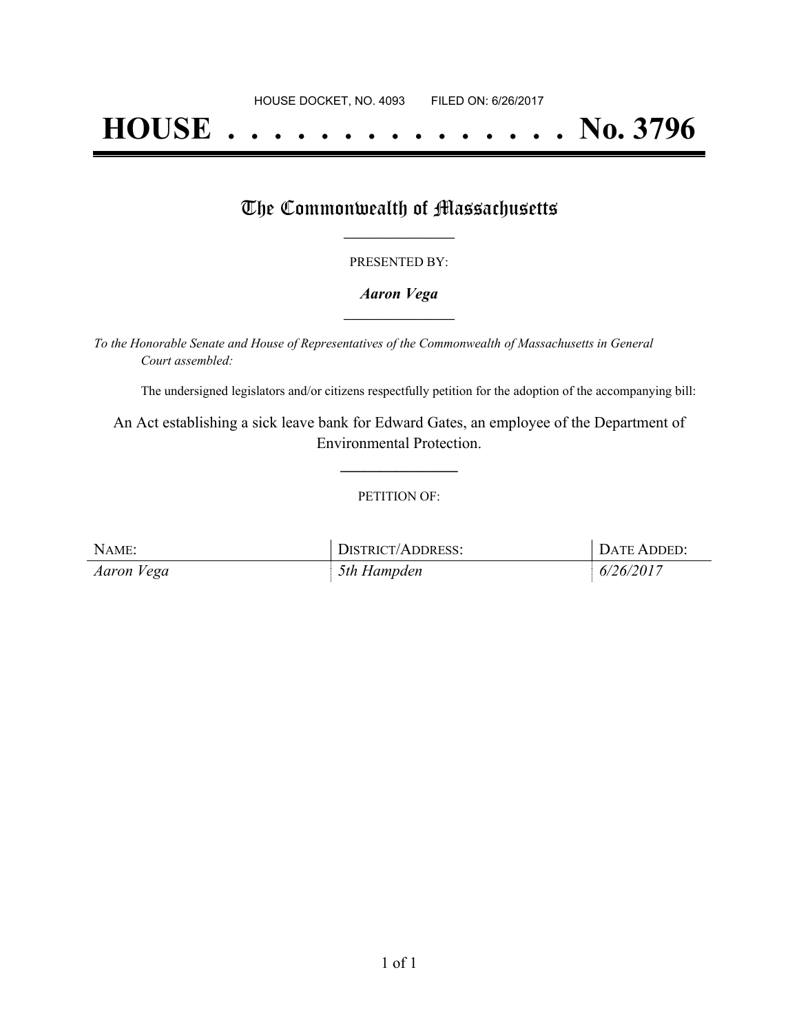HOUSE DOCKET, NO. 4093        FILED ON: 6/26/2017

# HOUSE . . . . . . . . . . . . . . . No. 3796

## The Commonwealth of Massachusetts

PRESENTED BY:

***Aaron Vega***

*To the Honorable Senate and House of Representatives of the Commonwealth of Massachusetts in General Court assembled:*

The undersigned legislators and/or citizens respectfully petition for the adoption of the accompanying bill:

An Act establishing a sick leave bank for Edward Gates, an employee of the Department of Environmental Protection.

PETITION OF:

| NAME: | DISTRICT/ADDRESS: | DATE ADDED: |
| --- | --- | --- |
| *Aaron Vega* | *5th Hampden* | *6/26/2017* |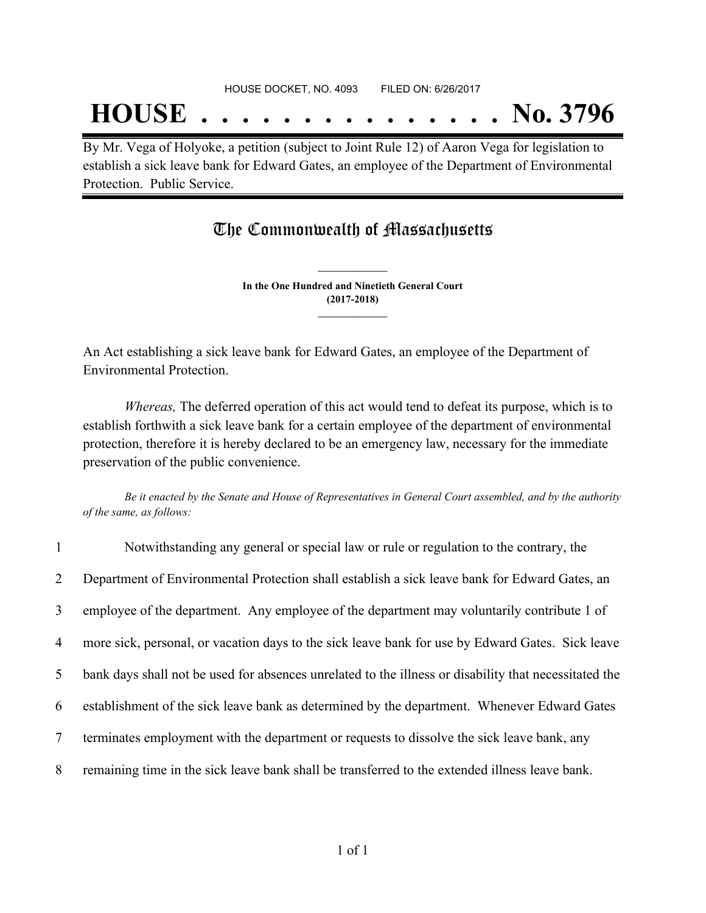HOUSE DOCKET, NO. 4093 FILED ON: 6/26/2017

# HOUSE . . . . . . . . . . . . . . . No. 3796

By Mr. Vega of Holyoke, a petition (subject to Joint Rule 12) of Aaron Vega for legislation to establish a sick leave bank for Edward Gates, an employee of the Department of Environmental Protection. Public Service.

## The Commonwealth of Massachusetts

**In the One Hundred and Ninetieth General Court**
**(2017-2018)**

An Act establishing a sick leave bank for Edward Gates, an employee of the Department of Environmental Protection.

*Whereas,* The deferred operation of this act would tend to defeat its purpose, which is to establish forthwith a sick leave bank for a certain employee of the department of environmental protection, therefore it is hereby declared to be an emergency law, necessary for the immediate preservation of the public convenience.

*Be it enacted by the Senate and House of Representatives in General Court assembled, and by the authority of the same, as follows:*

1 Notwithstanding any general or special law or rule or regulation to the contrary, the
2 Department of Environmental Protection shall establish a sick leave bank for Edward Gates, an
3 employee of the department. Any employee of the department may voluntarily contribute 1 of
4 more sick, personal, or vacation days to the sick leave bank for use by Edward Gates. Sick leave
5 bank days shall not be used for absences unrelated to the illness or disability that necessitated the
6 establishment of the sick leave bank as determined by the department. Whenever Edward Gates
7 terminates employment with the department or requests to dissolve the sick leave bank, any
8 remaining time in the sick leave bank shall be transferred to the extended illness leave bank.